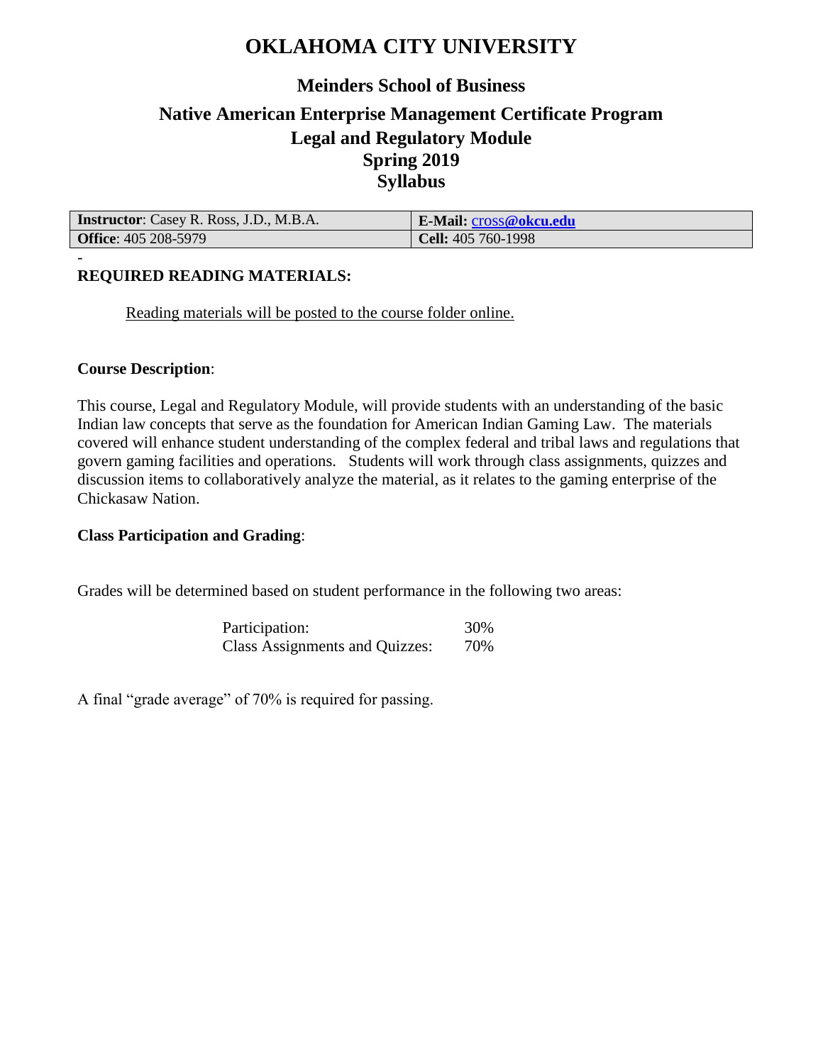# OKLAHOMA CITY UNIVERSITY

## Meinders School of Business

## Native American Enterprise Management Certificate Program
## Legal and Regulatory Module
## Spring 2019
## Syllabus

| **Instructor**: Casey R. Ross, J.D., M.B.A. | **E-Mail:** cross@okcu.edu |
|---|---|
| **Office**: 405 208-5979 | **Cell:** 405 760-1998 |

-

**REQUIRED READING MATERIALS:**

Reading materials will be posted to the course folder online.

**Course Description**:

This course, Legal and Regulatory Module, will provide students with an understanding of the basic Indian law concepts that serve as the foundation for American Indian Gaming Law. The materials covered will enhance student understanding of the complex federal and tribal laws and regulations that govern gaming facilities and operations. Students will work through class assignments, quizzes and discussion items to collaboratively analyze the material, as it relates to the gaming enterprise of the Chickasaw Nation.

**Class Participation and Grading**:

Grades will be determined based on student performance in the following two areas:

| | |
|---|---|
| Participation: | 30% |
| Class Assignments and Quizzes: | 70% |

A final "grade average" of 70% is required for passing.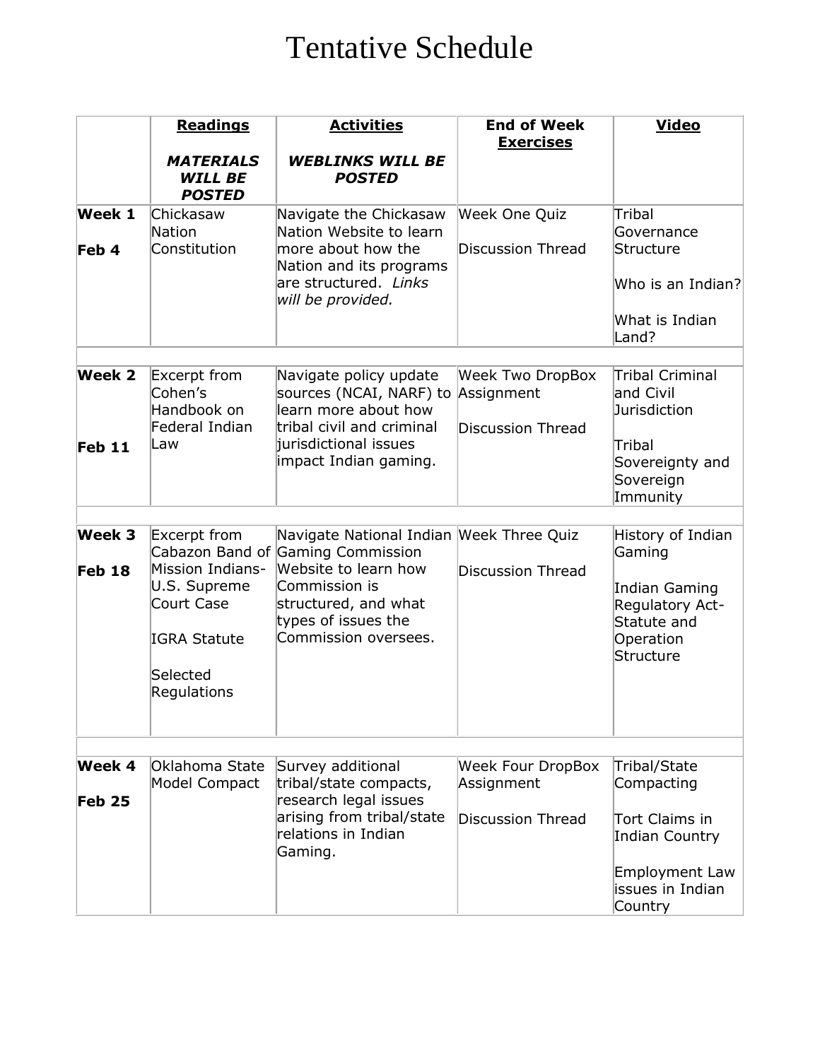# Tentative Schedule

| | **Readings**<br><br>***MATERIALS WILL BE POSTED*** | **Activities**<br><br>***WEBLINKS WILL BE POSTED*** | **End of Week Exercises** | **Video** |
|---|---|---|---|---|
| **Week 1**<br><br>**Feb 4** | Chickasaw Nation Constitution | Navigate the Chickasaw Nation Website to learn more about how the Nation and its programs are structured. *Links will be provided.* | Week One Quiz<br><br>Discussion Thread | Tribal Governance Structure<br><br>Who is an Indian?<br><br>What is Indian Land? |
| **Week 2**<br><br>**Feb 11** | Excerpt from Cohen's Handbook on Federal Indian Law | Navigate policy update sources (NCAI, NARF) to learn more about how tribal civil and criminal jurisdictional issues impact Indian gaming. | Week Two DropBox Assignment<br><br>Discussion Thread | Tribal Criminal and Civil Jurisdiction<br><br>Tribal Sovereignty and Sovereign Immunity |
| **Week 3**<br><br>**Feb 18** | Excerpt from Cabazon Band of Mission Indians-U.S. Supreme Court Case<br><br>IGRA Statute<br><br>Selected Regulations | Navigate National Indian Gaming Commission Website to learn how Commission is structured, and what types of issues the Commission oversees. | Week Three Quiz<br><br>Discussion Thread | History of Indian Gaming<br><br>Indian Gaming Regulatory Act-Statute and Operation Structure |
| **Week 4**<br><br>**Feb 25** | Oklahoma State Model Compact | Survey additional tribal/state compacts, research legal issues arising from tribal/state relations in Indian Gaming. | Week Four DropBox Assignment<br><br>Discussion Thread | Tribal/State Compacting<br><br>Tort Claims in Indian Country<br><br>Employment Law issues in Indian Country |